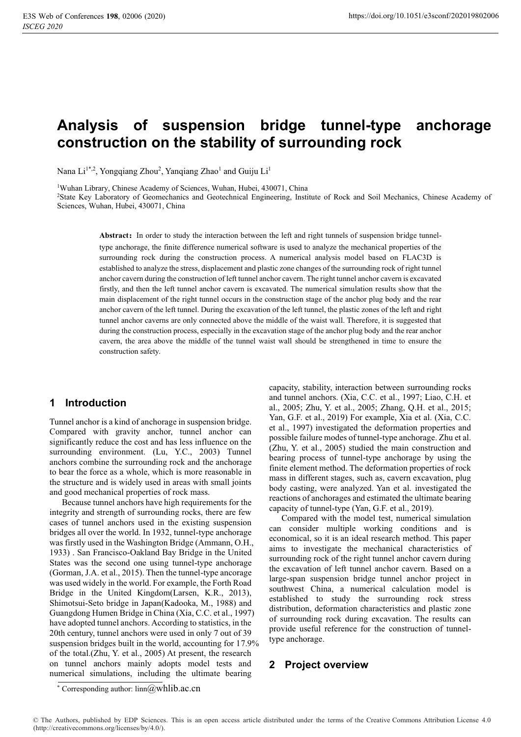# Analysis of suspension bridge tunnel-type anchorage construction on the stability of surrounding rock

Nana Li[1*,2], Yongqiang Zhou[2], Yanqiang Zhao[1] and Guiju Li[1]

[1]Wuhan Library, Chinese Academy of Sciences, Wuhan, Hubei, 430071, China
[2]State Key Laboratory of Geomechanics and Geotechnical Engineering, Institute of Rock and Soil Mechanics, Chinese Academy of Sciences, Wuhan, Hubei, 430071, China

**Abstract:** In order to study the interaction between the left and right tunnels of suspension bridge tunnel-type anchorage, the finite difference numerical software is used to analyze the mechanical properties of the surrounding rock during the construction process. A numerical analysis model based on FLAC3D is established to analyze the stress, displacement and plastic zone changes of the surrounding rock of right tunnel anchor cavern during the construction of left tunnel anchor cavern. The right tunnel anchor cavern is excavated firstly, and then the left tunnel anchor cavern is excavated. The numerical simulation results show that the main displacement of the right tunnel occurs in the construction stage of the anchor plug body and the rear anchor cavern of the left tunnel. During the excavation of the left tunnel, the plastic zones of the left and right tunnel anchor caverns are only connected above the middle of the waist wall. Therefore, it is suggested that during the construction process, especially in the excavation stage of the anchor plug body and the rear anchor cavern, the area above the middle of the tunnel waist wall should be strengthened in time to ensure the construction safety.

## 1 Introduction

Tunnel anchor is a kind of anchorage in suspension bridge. Compared with gravity anchor, tunnel anchor can significantly reduce the cost and has less influence on the surrounding environment. (Lu, Y.C., 2003) Tunnel anchors combine the surrounding rock and the anchorage to bear the force as a whole, which is more reasonable in the structure and is widely used in areas with small joints and good mechanical properties of rock mass.

Because tunnel anchors have high requirements for the integrity and strength of surrounding rocks, there are few cases of tunnel anchors used in the existing suspension bridges all over the world. In 1932, tunnel-type anchorage was firstly used in the Washington Bridge (Ammann, O.H., 1933) . San Francisco-Oakland Bay Bridge in the United States was the second one using tunnel-type anchorage (Gorman, J.A. et al., 2015). Then the tunnel-type ancorage was used widely in the world. For example, the Forth Road Bridge in the United Kingdom(Larsen, K.R., 2013), Shimotsui-Seto bridge in Japan(Kadooka, M., 1988) and Guangdong Humen Bridge in China (Xia, C.C. et al., 1997) have adopted tunnel anchors. According to statistics, in the 20th century, tunnel anchors were used in only 7 out of 39 suspension bridges built in the world, accounting for 17.9% of the total.(Zhu, Y. et al., 2005) At present, the research on tunnel anchors mainly adopts model tests and numerical simulations, including the ultimate bearing capacity, stability, interaction between surrounding rocks and tunnel anchors. (Xia, C.C. et al., 1997; Liao, C.H. et al., 2005; Zhu, Y. et al., 2005; Zhang, Q.H. et al., 2015; Yan, G.F. et al., 2019) For example, Xia et al. (Xia, C.C. et al., 1997) investigated the deformation properties and possible failure modes of tunnel-type anchorage. Zhu et al. (Zhu, Y. et al., 2005) studied the main construction and bearing process of tunnel-type anchorage by using the finite element method. The deformation properties of rock mass in different stages, such as, cavern excavation, plug body casting, were analyzed. Yan et al. investigated the reactions of anchorages and estimated the ultimate bearing capacity of tunnel-type (Yan, G.F. et al., 2019).

Compared with the model test, numerical simulation can consider multiple working conditions and is economical, so it is an ideal research method. This paper aims to investigate the mechanical characteristics of surrounding rock of the right tunnel anchor cavern during the excavation of left tunnel anchor cavern. Based on a large-span suspension bridge tunnel anchor project in southwest China, a numerical calculation model is established to study the surrounding rock stress distribution, deformation characteristics and plastic zone of surrounding rock during excavation. The results can provide useful reference for the construction of tunnel-type anchorage.

## 2 Project overview

\* Corresponding author: linn@whlib.ac.cn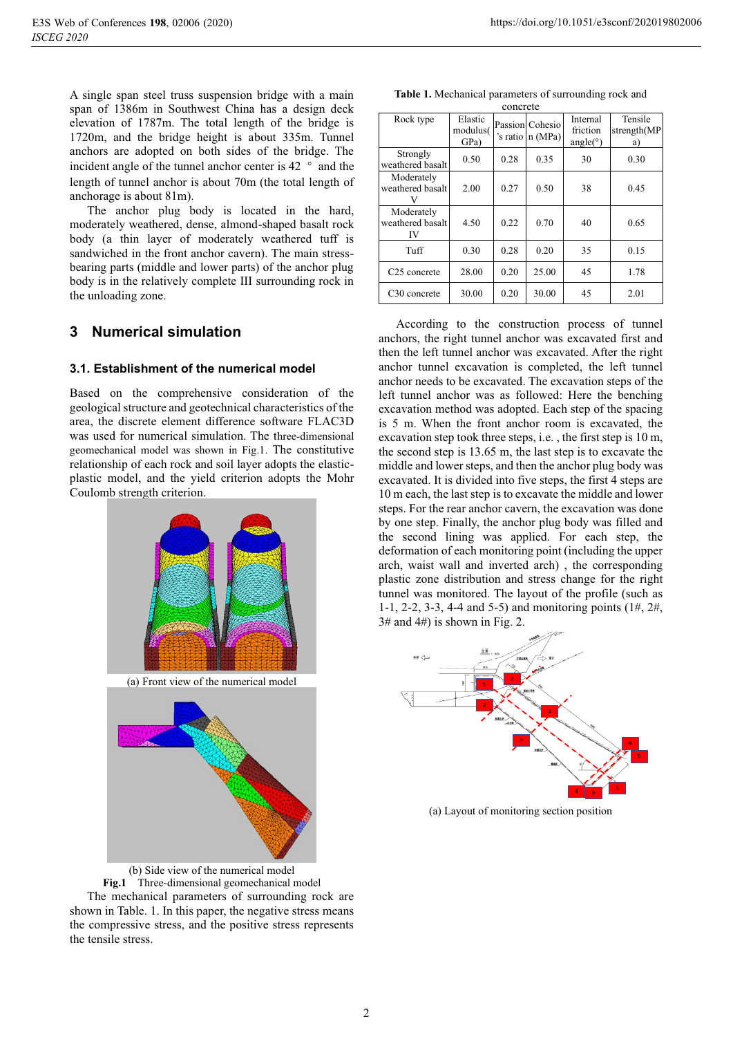A single span steel truss suspension bridge with a main span of 1386m in Southwest China has a design deck elevation of 1787m. The total length of the bridge is 1720m, and the bridge height is about 335m. Tunnel anchors are adopted on both sides of the bridge. The incident angle of the tunnel anchor center is 42 ° and the length of tunnel anchor is about 70m (the total length of anchorage is about 81m).

The anchor plug body is located in the hard, moderately weathered, dense, almond-shaped basalt rock body (a thin layer of moderately weathered tuff is sandwiched in the front anchor cavern). The main stress-bearing parts (middle and lower parts) of the anchor plug body is in the relatively complete III surrounding rock in the unloading zone.

## 3 Numerical simulation

### 3.1. Establishment of the numerical model

Based on the comprehensive consideration of the geological structure and geotechnical characteristics of the area, the discrete element difference software FLAC3D was used for numerical simulation. The three-dimensional geomechanical model was shown in Fig.1. The constitutive relationship of each rock and soil layer adopts the elastic-plastic model, and the yield criterion adopts the Mohr Coulomb strength criterion.

(a) Front view of the numerical model

(b) Side view of the numerical model

**Fig.1** Three-dimensional geomechanical model

The mechanical parameters of surrounding rock are shown in Table. 1. In this paper, the negative stress means the compressive stress, and the positive stress represents the tensile stress.

**Table 1.** Mechanical parameters of surrounding rock and concrete

| Rock type | Elastic modulus(GPa) | Passion's ratio | Cohesion (MPa) | Internal friction angle(°) | Tensile strength(MPa) |
|---|---|---|---|---|---|
| Strongly weathered basalt | 0.50 | 0.28 | 0.35 | 30 | 0.30 |
| Moderately weathered basalt V | 2.00 | 0.27 | 0.50 | 38 | 0.45 |
| Moderately weathered basalt IV | 4.50 | 0.22 | 0.70 | 40 | 0.65 |
| Tuff | 0.30 | 0.28 | 0.20 | 35 | 0.15 |
| C25 concrete | 28.00 | 0.20 | 25.00 | 45 | 1.78 |
| C30 concrete | 30.00 | 0.20 | 30.00 | 45 | 2.01 |

According to the construction process of tunnel anchors, the right tunnel anchor was excavated first and then the left tunnel anchor was excavated. After the right anchor tunnel excavation is completed, the left tunnel anchor needs to be excavated. The excavation steps of the left tunnel anchor was as followed: Here the benching excavation method was adopted. Each step for the spacing is 5 m. When the front anchor room is excavated, the excavation step took three steps, i.e. , the first step is 10 m, the second step is 13.65 m, the last step is to excavate the middle and lower steps, and then the anchor plug body was excavated. It is divided into five steps, the first 4 steps are 10 m each, the last step is to excavate the middle and lower steps. For the rear anchor cavern, the excavation was done one by one step. Finally, the anchor plug body was filled and the second lining was applied. For each step, the deformation of each monitoring point (including the upper arch, waist wall and inverted arch) , the corresponding plastic zone distribution and stress change for the right tunnel was monitored. The layout of the profile (such as 1-1, 2-2, 3-3, 4-4 and 5-5) and monitoring points (1#, 2#, 3# and 4#) is shown in Fig. 2.

(a) Layout of monitoring section position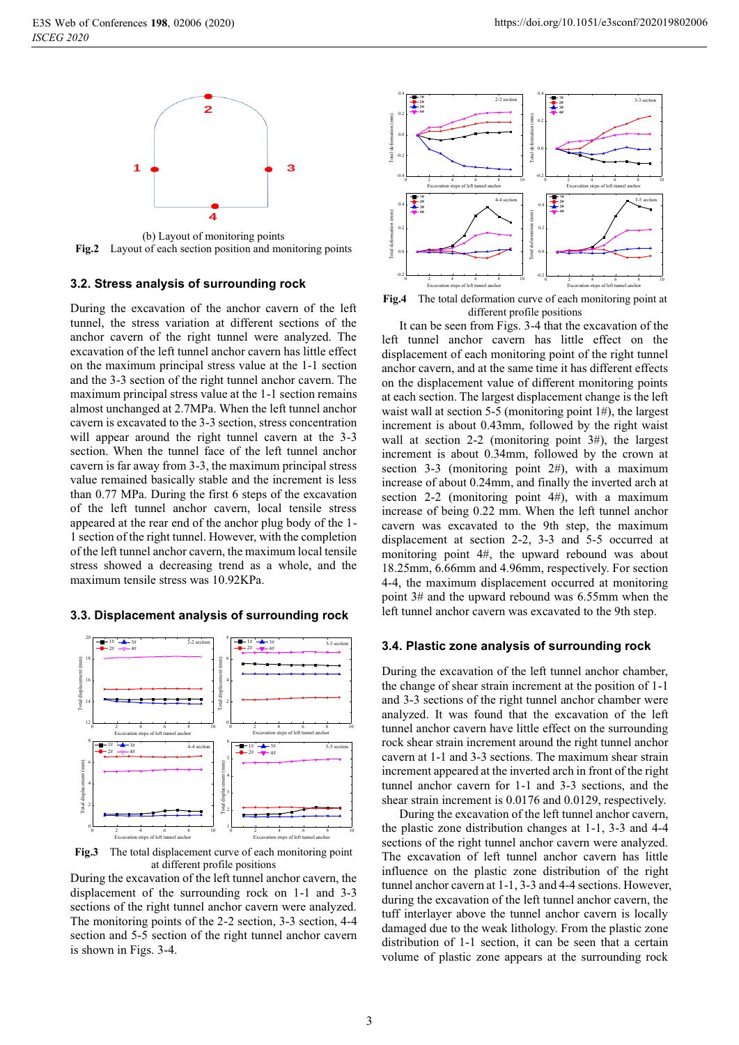(b) Layout of monitoring points

**Fig.2** Layout of each section position and monitoring points

### 3.2. Stress analysis of surrounding rock

During the excavation of the anchor cavern of the left tunnel, the stress variation at different sections of the anchor cavern of the right tunnel were analyzed. The excavation of the left tunnel anchor cavern has little effect on the maximum principal stress value at the 1-1 section and the 3-3 section of the right tunnel anchor cavern. The maximum principal stress value at the 1-1 section remains almost unchanged at 2.7MPa. When the left tunnel anchor cavern is excavated to the 3-3 section, stress concentration will appear around the right tunnel cavern at the 3-3 section. When the tunnel face of the left tunnel anchor cavern is far away from 3-3, the maximum principal stress value remained basically stable and the increment is less than 0.77 MPa. During the first 6 steps of the excavation of the left tunnel anchor cavern, local tensile stress appeared at the rear end of the anchor plug body of the 1-1 section of the right tunnel. However, with the completion of the left tunnel anchor cavern, the maximum local tensile stress showed a decreasing trend as a whole, and the maximum tensile stress was 10.92KPa.

### 3.3. Displacement analysis of surrounding rock

**Fig.3** The total displacement curve of each monitoring point at different profile positions

During the excavation of the left tunnel anchor cavern, the displacement of the surrounding rock on 1-1 and 3-3 sections of the right tunnel anchor cavern were analyzed. The monitoring points of the 2-2 section, 3-3 section, 4-4 section and 5-5 section of the right tunnel anchor cavern is shown in Figs. 3-4.

**Fig.4** The total deformation curve of each monitoring point at different profile positions

It can be seen from Figs. 3-4 that the excavation of the left tunnel anchor cavern has little effect on the displacement of each monitoring point of the right tunnel anchor cavern, and at the same time it has different effects on the displacement value of different monitoring points at each section. The largest displacement change is the left waist wall at section 5-5 (monitoring point 1#), the largest increment is about 0.43mm, followed by the right waist wall at section 2-2 (monitoring point 3#), the largest increment is about 0.34mm, followed by the crown at section 3-3 (monitoring point 2#), with a maximum increase of about 0.24mm, and finally the inverted arch at section 2-2 (monitoring point 4#), with a maximum increase of being 0.22 mm. When the left tunnel anchor cavern was excavated to the 9th step, the maximum displacement at section 2-2, 3-3 and 5-5 occurred at monitoring point 4#, the upward rebound was about 18.25mm, 6.66mm and 4.96mm, respectively. For section 4-4, the maximum displacement occurred at monitoring point 3# and the upward rebound was 6.55mm when the left tunnel anchor cavern was excavated to the 9th step.

### 3.4. Plastic zone analysis of surrounding rock

During the excavation of the left tunnel anchor chamber, the change of shear strain increment at the position of 1-1 and 3-3 sections of the right tunnel anchor chamber were analyzed. It was found that the excavation of the left tunnel anchor cavern have little effect on the surrounding rock shear strain increment around the right tunnel anchor cavern at 1-1 and 3-3 sections. The maximum shear strain increment appeared at the inverted arch in front of the right tunnel anchor cavern for 1-1 and 3-3 sections, and the shear strain increment is 0.0176 and 0.0129, respectively.

During the excavation of the left tunnel anchor cavern, the plastic zone distribution changes at 1-1, 3-3 and 4-4 sections of the right tunnel anchor cavern were analyzed. The excavation of left tunnel anchor cavern has little influence on the plastic zone distribution of the right tunnel anchor cavern at 1-1, 3-3 and 4-4 sections. However, during the excavation of the left tunnel anchor cavern, the tuff interlayer above the tunnel anchor cavern is locally damaged due to the weak lithology. From the plastic zone distribution of 1-1 section, it can be seen that a certain volume of plastic zone appears at the surrounding rock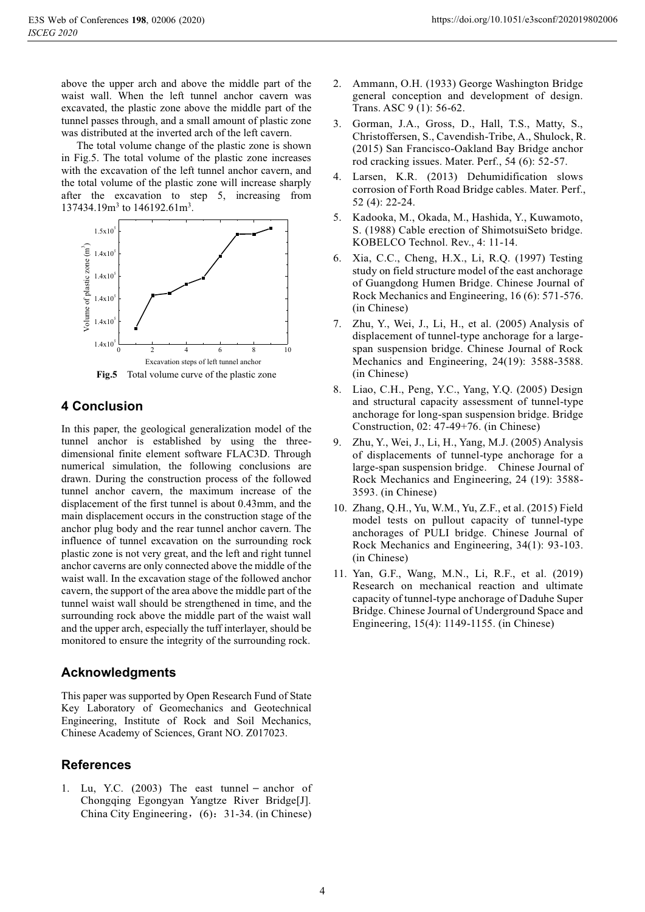above the upper arch and above the middle part of the waist wall. When the left tunnel anchor cavern was excavated, the plastic zone above the middle part of the tunnel passes through, and a small amount of plastic zone was distributed at the inverted arch of the left cavern.

The total volume change of the plastic zone is shown in Fig.5. The total volume of the plastic zone increases with the excavation of the left tunnel anchor cavern, and the total volume of the plastic zone will increase sharply after the excavation to step 5, increasing from 137434.19m$^3$ to 146192.61m$^3$.

Volume of plastic zone (m$^3$)

1.5x10$^5$
1.4x10$^5$
1.4x10$^5$
1.4x10$^5$
1.4x10$^5$
1.4x10$^5$

0 2 4 6 8 10

Excavation steps of left tunnel anchor

**Fig.5** Total volume curve of the plastic zone

## 4 Conclusion

In this paper, the geological generalization model of the tunnel anchor is established by using the three-dimensional finite element software FLAC3D. Through numerical simulation, the following conclusions are drawn. During the construction process of the followed tunnel anchor cavern, the maximum increase of the displacement of the first tunnel is about 0.43mm, and the main displacement occurs in the construction stage of the anchor plug body and the rear tunnel anchor cavern. The influence of tunnel excavation on the surrounding rock plastic zone is not very great, and the left and right tunnel anchor caverns are only connected above the middle of the waist wall. In the excavation stage of the followed anchor cavern, the support of the area above the middle part of the tunnel waist wall should be strengthened in time, and the surrounding rock above the middle part of the waist wall and the upper arch, especially the tuff interlayer, should be monitored to ensure the integrity of the surrounding rock.

## Acknowledgments

This paper was supported by Open Research Fund of State Key Laboratory of Geomechanics and Geotechnical Engineering, Institute of Rock and Soil Mechanics, Chinese Academy of Sciences, Grant NO. Z017023.

## References

1. Lu, Y.C. (2003) The east tunnel – anchor of Chongqing Egongyan Yangtze River Bridge[J]. China City Engineering，(6)：31-34. (in Chinese)
2. Ammann, O.H. (1933) George Washington Bridge general conception and development of design. Trans. ASC 9 (1): 56-62.
3. Gorman, J.A., Gross, D., Hall, T.S., Matty, S., Christoffersen, S., Cavendish-Tribe, A., Shulock, R. (2015) San Francisco-Oakland Bay Bridge anchor rod cracking issues. Mater. Perf., 54 (6): 52-57.
4. Larsen, K.R. (2013) Dehumidification slows corrosion of Forth Road Bridge cables. Mater. Perf., 52 (4): 22-24.
5. Kadooka, M., Okada, M., Hashida, Y., Kuwamoto, S. (1988) Cable erection of ShimotsuiSeto bridge. KOBELCO Technol. Rev., 4: 11-14.
6. Xia, C.C., Cheng, H.X., Li, R.Q. (1997) Testing study on field structure model of the east anchorage of Guangdong Humen Bridge. Chinese Journal of Rock Mechanics and Engineering, 16 (6): 571-576. (in Chinese)
7. Zhu, Y., Wei, J., Li, H., et al. (2005) Analysis of displacement of tunnel-type anchorage for a large-span suspension bridge. Chinese Journal of Rock Mechanics and Engineering, 24(19): 3588-3588. (in Chinese)
8. Liao, C.H., Peng, Y.C., Yang, Y.Q. (2005) Design and structural capacity assessment of tunnel-type anchorage for long-span suspension bridge. Bridge Construction, 02: 47-49+76. (in Chinese)
9. Zhu, Y., Wei, J., Li, H., Yang, M.J. (2005) Analysis of displacements of tunnel-type anchorage for a large-span suspension bridge. Chinese Journal of Rock Mechanics and Engineering, 24 (19): 3588-3593. (in Chinese)
10. Zhang, Q.H., Yu, W.M., Yu, Z.F., et al. (2015) Field model tests on pullout capacity of tunnel-type anchorages of PULI bridge. Chinese Journal of Rock Mechanics and Engineering, 34(1): 93-103. (in Chinese)
11. Yan, G.F., Wang, M.N., Li, R.F., et al. (2019) Research on mechanical reaction and ultimate capacity of tunnel-type anchorage of Daduhe Super Bridge. Chinese Journal of Underground Space and Engineering, 15(4): 1149-1155. (in Chinese)